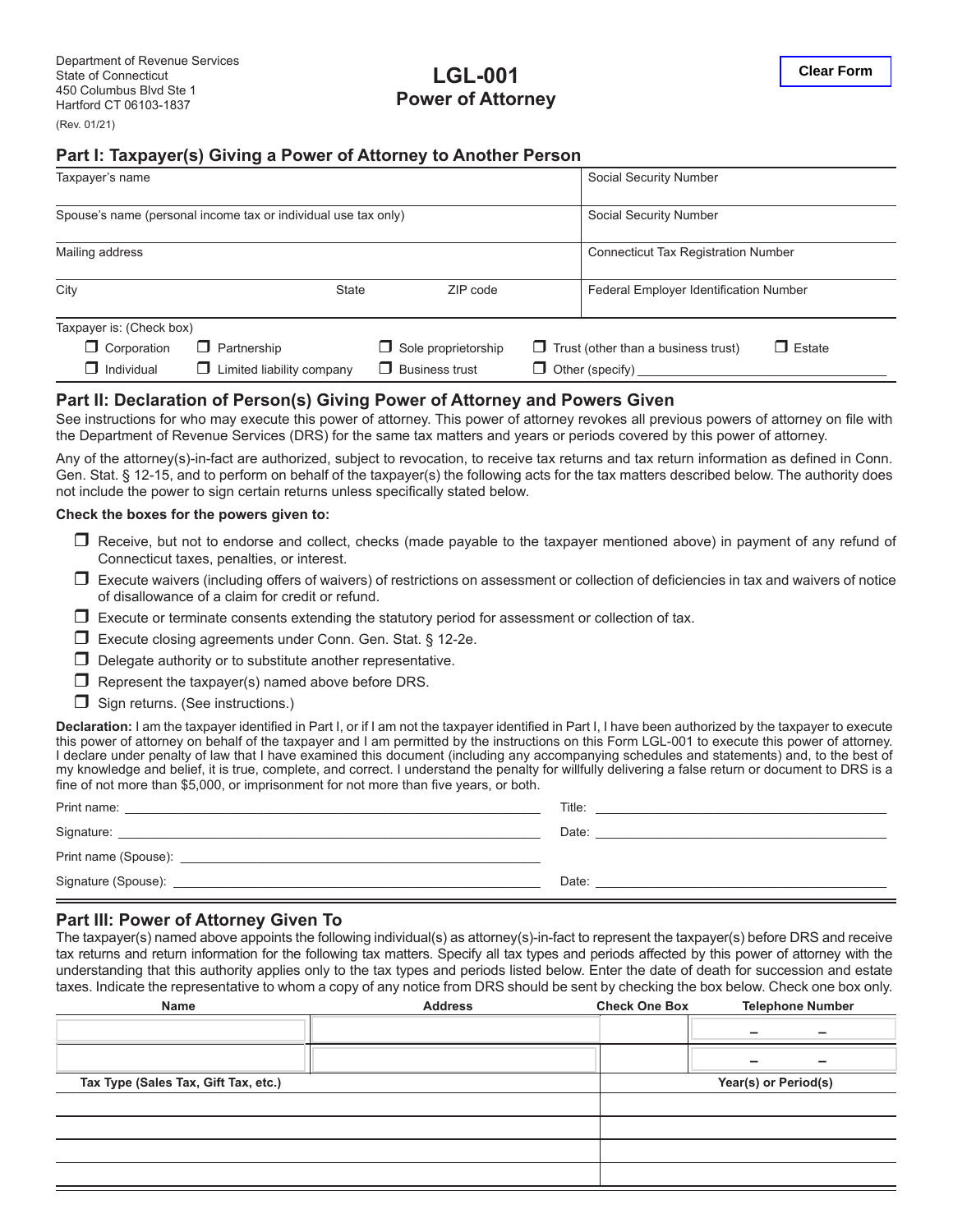Department of Revenue Services
State of Connecticut
450 Columbus Blvd Ste 1
Hartford CT 06103-1837

(Rev. 01/21)

# LGL-001
# Power of Attorney

Clear Form

## Part I: Taxpayer(s) Giving a Power of Attorney to Another Person

| | |
|---|---|
| Taxpayer's name | Social Security Number |
| Spouse's name (personal income tax or individual use tax only) | Social Security Number |
| Mailing address | Connecticut Tax Registration Number |
| City  State  ZIP code | Federal Employer Identification Number |

Taxpayer is: (Check box)

- ☐ Corporation
- ☐ Partnership
- ☐ Sole proprietorship
- ☐ Trust (other than a business trust)
- ☐ Estate
- ☐ Individual
- ☐ Limited liability company
- ☐ Business trust
- ☐ Other (specify) ____________________

## Part II: Declaration of Person(s) Giving Power of Attorney and Powers Given

See instructions for who may execute this power of attorney. This power of attorney revokes all previous powers of attorney on file with the Department of Revenue Services (DRS) for the same tax matters and years or periods covered by this power of attorney.

Any of the attorney(s)-in-fact are authorized, subject to revocation, to receive tax returns and tax return information as defined in Conn. Gen. Stat. § 12-15, and to perform on behalf of the taxpayer(s) the following acts for the tax matters described below. The authority does not include the power to sign certain returns unless specifically stated below.

**Check the boxes for the powers given to:**

- ☐ Receive, but not to endorse and collect, checks (made payable to the taxpayer mentioned above) in payment of any refund of Connecticut taxes, penalties, or interest.
- ☐ Execute waivers (including offers of waivers) of restrictions on assessment or collection of deficiencies in tax and waivers of notice of disallowance of a claim for credit or refund.
- ☐ Execute or terminate consents extending the statutory period for assessment or collection of tax.
- ☐ Execute closing agreements under Conn. Gen. Stat. § 12-2e.
- ☐ Delegate authority or to substitute another representative.
- ☐ Represent the taxpayer(s) named above before DRS.
- ☐ Sign returns. (See instructions.)

**Declaration:** I am the taxpayer identified in Part I, or if I am not the taxpayer identified in Part I, I have been authorized by the taxpayer to execute this power of attorney on behalf of the taxpayer and I am permitted by the instructions on this Form LGL-001 to execute this power of attorney. I declare under penalty of law that I have examined this document (including any accompanying schedules and statements) and, to the best of my knowledge and belief, it is true, complete, and correct. I understand the penalty for willfully delivering a false return or document to DRS is a fine of not more than $5,000, or imprisonment for not more than five years, or both.

Print name: ____________________ Title: ____________________

Signature: ____________________ Date: ____________________

Print name (Spouse): ____________________

Signature (Spouse): ____________________ Date: ____________________

## Part III: Power of Attorney Given To

The taxpayer(s) named above appoints the following individual(s) as attorney(s)-in-fact to represent the taxpayer(s) before DRS and receive tax returns and return information for the following tax matters. Specify all tax types and periods affected by this power of attorney with the understanding that this authority applies only to the tax types and periods listed below. Enter the date of death for succession and estate taxes. Indicate the representative to whom a copy of any notice from DRS should be sent by checking the box below. Check one box only.

| Name | Address | Check One Box | Telephone Number |
|---|---|---|---|
| | | | – – |
| | | | – – |

| Tax Type (Sales Tax, Gift Tax, etc.) | Year(s) or Period(s) |
|---|---|
| | |
| | |
| | |
| | |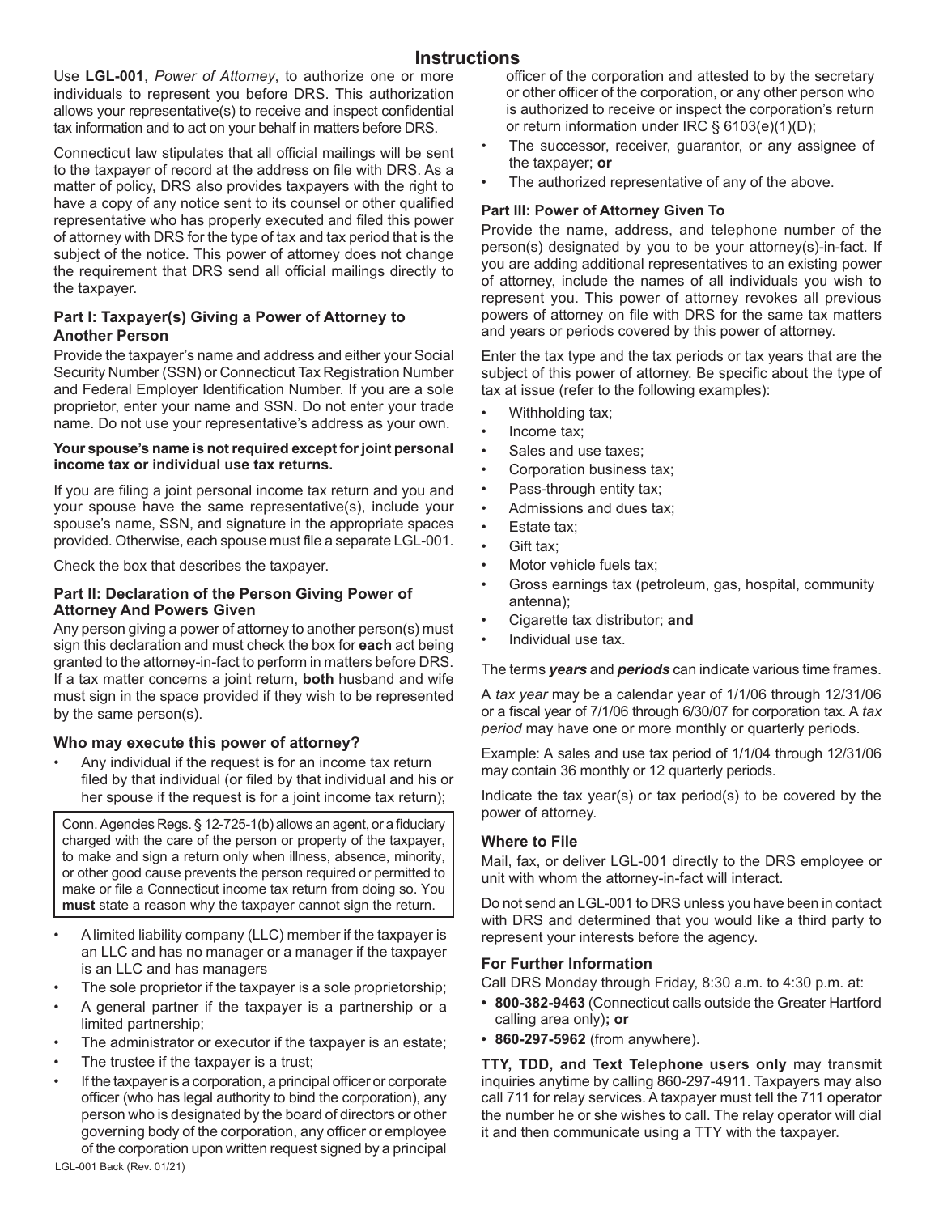# Instructions

Use **LGL-001**, *Power of Attorney*, to authorize one or more individuals to represent you before DRS. This authorization allows your representative(s) to receive and inspect confidential tax information and to act on your behalf in matters before DRS.

Connecticut law stipulates that all official mailings will be sent to the taxpayer of record at the address on file with DRS. As a matter of policy, DRS also provides taxpayers with the right to have a copy of any notice sent to its counsel or other qualified representative who has properly executed and filed this power of attorney with DRS for the type of tax and tax period that is the subject of the notice. This power of attorney does not change the requirement that DRS send all official mailings directly to the taxpayer.

### Part I: Taxpayer(s) Giving a Power of Attorney to Another Person

Provide the taxpayer's name and address and either your Social Security Number (SSN) or Connecticut Tax Registration Number and Federal Employer Identification Number. If you are a sole proprietor, enter your name and SSN. Do not enter your trade name. Do not use your representative's address as your own.

**Your spouse's name is not required except for joint personal income tax or individual use tax returns.**

If you are filing a joint personal income tax return and you and your spouse have the same representative(s), include your spouse's name, SSN, and signature in the appropriate spaces provided. Otherwise, each spouse must file a separate LGL-001.

Check the box that describes the taxpayer.

### Part II: Declaration of the Person Giving Power of Attorney And Powers Given

Any person giving a power of attorney to another person(s) must sign this declaration and must check the box for **each** act being granted to the attorney-in-fact to perform in matters before DRS. If a tax matter concerns a joint return, **both** husband and wife must sign in the space provided if they wish to be represented by the same person(s).

### Who may execute this power of attorney?

- Any individual if the request is for an income tax return filed by that individual (or filed by that individual and his or her spouse if the request is for a joint income tax return);

> Conn. Agencies Regs. § 12-725-1(b) allows an agent, or a fiduciary charged with the care of the person or property of the taxpayer, to make and sign a return only when illness, absence, minority, or other good cause prevents the person required or permitted to make or file a Connecticut income tax return from doing so. You **must** state a reason why the taxpayer cannot sign the return.

- A limited liability company (LLC) member if the taxpayer is an LLC and has no manager or a manager if the taxpayer is an LLC and has managers
- The sole proprietor if the taxpayer is a sole proprietorship;
- A general partner if the taxpayer is a partnership or a limited partnership;
- The administrator or executor if the taxpayer is an estate;
- The trustee if the taxpayer is a trust;
- If the taxpayer is a corporation, a principal officer or corporate officer (who has legal authority to bind the corporation), any person who is designated by the board of directors or other governing body of the corporation, any officer or employee of the corporation upon written request signed by a principal officer of the corporation and attested to by the secretary or other officer of the corporation, or any other person who is authorized to receive or inspect the corporation's return or return information under IRC § 6103(e)(1)(D);
- The successor, receiver, guarantor, or any assignee of the taxpayer; **or**
- The authorized representative of any of the above.

### Part III: Power of Attorney Given To

Provide the name, address, and telephone number of the person(s) designated by you to be your attorney(s)-in-fact. If you are adding additional representatives to an existing power of attorney, include the names of all individuals you wish to represent you. This power of attorney revokes all previous powers of attorney on file with DRS for the same tax matters and years or periods covered by this power of attorney.

Enter the tax type and the tax periods or tax years that are the subject of this power of attorney. Be specific about the type of tax at issue (refer to the following examples):

- Withholding tax;
- Income tax;
- Sales and use taxes;
- Corporation business tax;
- Pass-through entity tax;
- Admissions and dues tax;
- Estate tax;
- Gift tax;
- Motor vehicle fuels tax;
- Gross earnings tax (petroleum, gas, hospital, community antenna);
- Cigarette tax distributor; **and**
- Individual use tax.

The terms ***years*** and ***periods*** can indicate various time frames.

A *tax year* may be a calendar year of 1/1/06 through 12/31/06 or a fiscal year of 7/1/06 through 6/30/07 for corporation tax. A *tax period* may have one or more monthly or quarterly periods.

Example: A sales and use tax period of 1/1/04 through 12/31/06 may contain 36 monthly or 12 quarterly periods.

Indicate the tax year(s) or tax period(s) to be covered by the power of attorney.

### Where to File

Mail, fax, or deliver LGL-001 directly to the DRS employee or unit with whom the attorney-in-fact will interact.

Do not send an LGL-001 to DRS unless you have been in contact with DRS and determined that you would like a third party to represent your interests before the agency.

### For Further Information

Call DRS Monday through Friday, 8:30 a.m. to 4:30 p.m. at:

- **800-382-9463** (Connecticut calls outside the Greater Hartford calling area only)**; or**
- **860-297-5962** (from anywhere).

**TTY, TDD, and Text Telephone users only** may transmit inquiries anytime by calling 860-297-4911. Taxpayers may also call 711 for relay services. A taxpayer must tell the 711 operator the number he or she wishes to call. The relay operator will dial it and then communicate using a TTY with the taxpayer.

LGL-001 Back (Rev. 01/21)